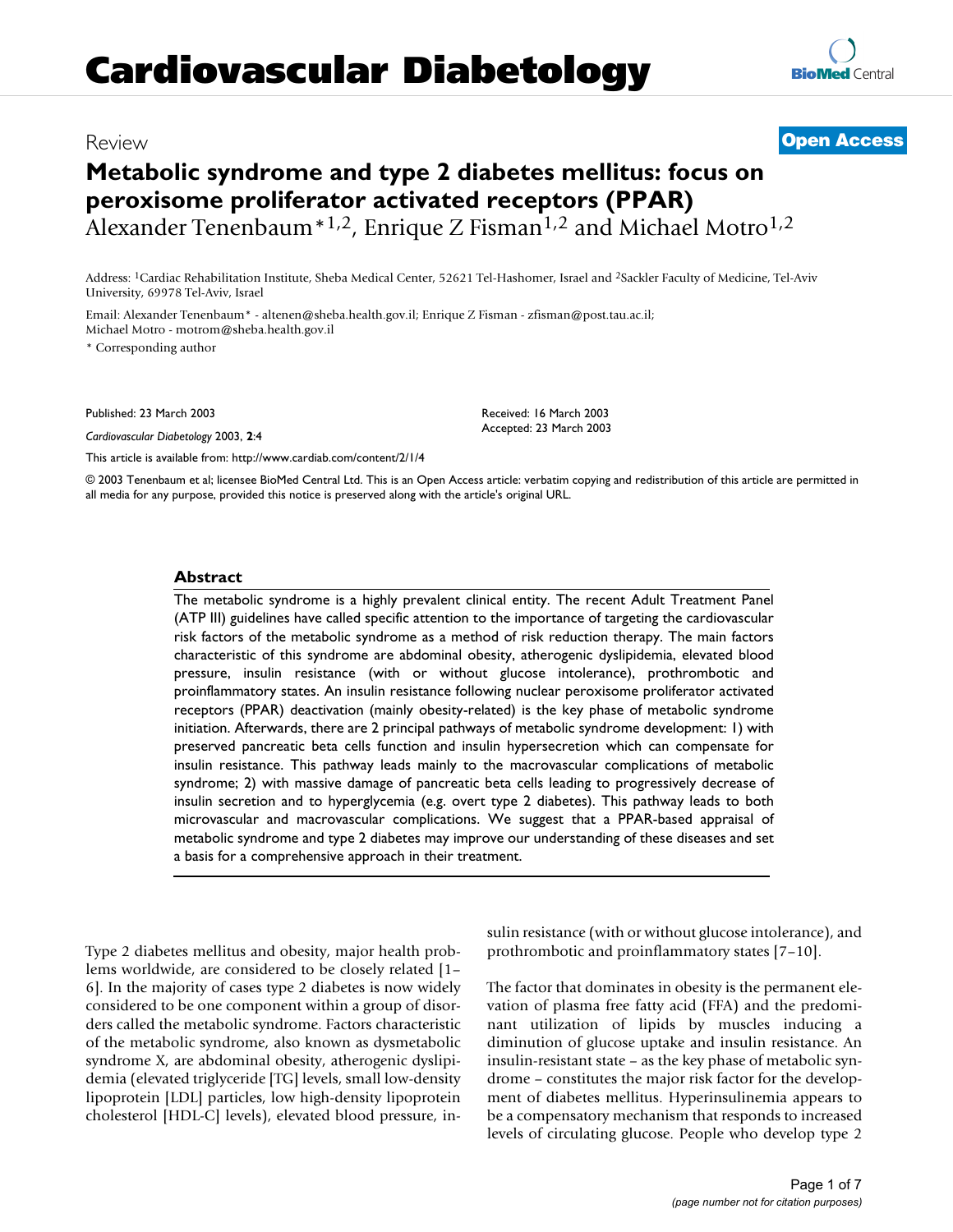# Cardiovascular Diabetology

Review

**Open Access**

# Metabolic syndrome and type 2 diabetes mellitus: focus on peroxisome proliferator activated receptors (PPAR)

Alexander Tenenbaum*[1,2], Enrique Z Fisman[1,2] and Michael Motro[1,2]

Address: [1]Cardiac Rehabilitation Institute, Sheba Medical Center, 52621 Tel-Hashomer, Israel and [2]Sackler Faculty of Medicine, Tel-Aviv University, 69978 Tel-Aviv, Israel

Email: Alexander Tenenbaum* - altenen@sheba.health.gov.il; Enrique Z Fisman - zfisman@post.tau.ac.il; Michael Motro - motrom@sheba.health.gov.il

\* Corresponding author

Published: 23 March 2003

*Cardiovascular Diabetology* 2003, **2**:4

Received: 16 March 2003
Accepted: 23 March 2003

This article is available from: http://www.cardiab.com/content/2/1/4

© 2003 Tenenbaum et al; licensee BioMed Central Ltd. This is an Open Access article: verbatim copying and redistribution of this article are permitted in all media for any purpose, provided this notice is preserved along with the article's original URL.

## Abstract

The metabolic syndrome is a highly prevalent clinical entity. The recent Adult Treatment Panel (ATP III) guidelines have called specific attention to the importance of targeting the cardiovascular risk factors of the metabolic syndrome as a method of risk reduction therapy. The main factors characteristic of this syndrome are abdominal obesity, atherogenic dyslipidemia, elevated blood pressure, insulin resistance (with or without glucose intolerance), prothrombotic and proinflammatory states. An insulin resistance following nuclear peroxisome proliferator activated receptors (PPAR) deactivation (mainly obesity-related) is the key phase of metabolic syndrome initiation. Afterwards, there are 2 principal pathways of metabolic syndrome development: 1) with preserved pancreatic beta cells function and insulin hypersecretion which can compensate for insulin resistance. This pathway leads mainly to the macrovascular complications of metabolic syndrome; 2) with massive damage of pancreatic beta cells leading to progressively decrease of insulin secretion and to hyperglycemia (e.g. overt type 2 diabetes). This pathway leads to both microvascular and macrovascular complications. We suggest that a PPAR-based appraisal of metabolic syndrome and type 2 diabetes may improve our understanding of these diseases and set a basis for a comprehensive approach in their treatment.

Type 2 diabetes mellitus and obesity, major health problems worldwide, are considered to be closely related [1–6]. In the majority of cases type 2 diabetes is now widely considered to be one component within a group of disorders called the metabolic syndrome. Factors characteristic of the metabolic syndrome, also known as dysmetabolic syndrome X, are abdominal obesity, atherogenic dyslipidemia (elevated triglyceride [TG] levels, small low-density lipoprotein [LDL] particles, low high-density lipoprotein cholesterol [HDL-C] levels), elevated blood pressure, insulin resistance (with or without glucose intolerance), and prothrombotic and proinflammatory states [7–10].

The factor that dominates in obesity is the permanent elevation of plasma free fatty acid (FFA) and the predominant utilization of lipids by muscles inducing a diminution of glucose uptake and insulin resistance. An insulin-resistant state – as the key phase of metabolic syndrome – constitutes the major risk factor for the development of diabetes mellitus. Hyperinsulinemia appears to be a compensatory mechanism that responds to increased levels of circulating glucose. People who develop type 2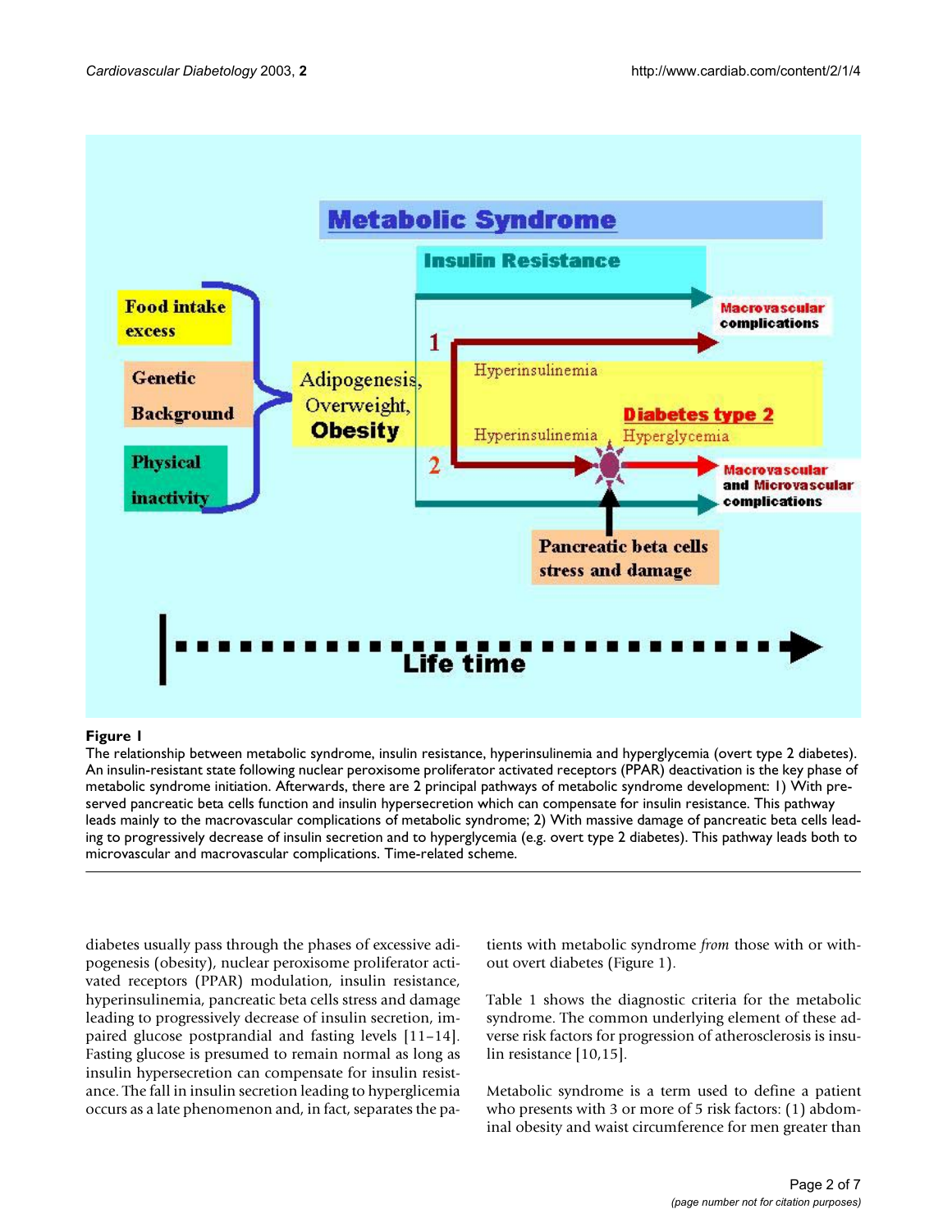**Figure 1**

The relationship between metabolic syndrome, insulin resistance, hyperinsulinemia and hyperglycemia (overt type 2 diabetes). An insulin-resistant state following nuclear peroxisome proliferator activated receptors (PPAR) deactivation is the key phase of metabolic syndrome initiation. Afterwards, there are 2 principal pathways of metabolic syndrome development: 1) With preserved pancreatic beta cells function and insulin hypersecretion which can compensate for insulin resistance. This pathway leads mainly to the macrovascular complications of metabolic syndrome; 2) With massive damage of pancreatic beta cells leading to progressively decrease of insulin secretion and to hyperglycemia (e.g. overt type 2 diabetes). This pathway leads both to microvascular and macrovascular complications. Time-related scheme.

diabetes usually pass through the phases of excessive adipogenesis (obesity), nuclear peroxisome proliferator activated receptors (PPAR) modulation, insulin resistance, hyperinsulinemia, pancreatic beta cells stress and damage leading to progressively decrease of insulin secretion, impaired glucose postprandial and fasting levels [11–14]. Fasting glucose is presumed to remain normal as long as insulin hypersecretion can compensate for insulin resistance. The fall in insulin secretion leading to hyperglicemia occurs as a late phenomenon and, in fact, separates the patients with metabolic syndrome *from* those with or without overt diabetes (Figure 1).

Table 1 shows the diagnostic criteria for the metabolic syndrome. The common underlying element of these adverse risk factors for progression of atherosclerosis is insulin resistance [10,15].

Metabolic syndrome is a term used to define a patient who presents with 3 or more of 5 risk factors: (1) abdominal obesity and waist circumference for men greater than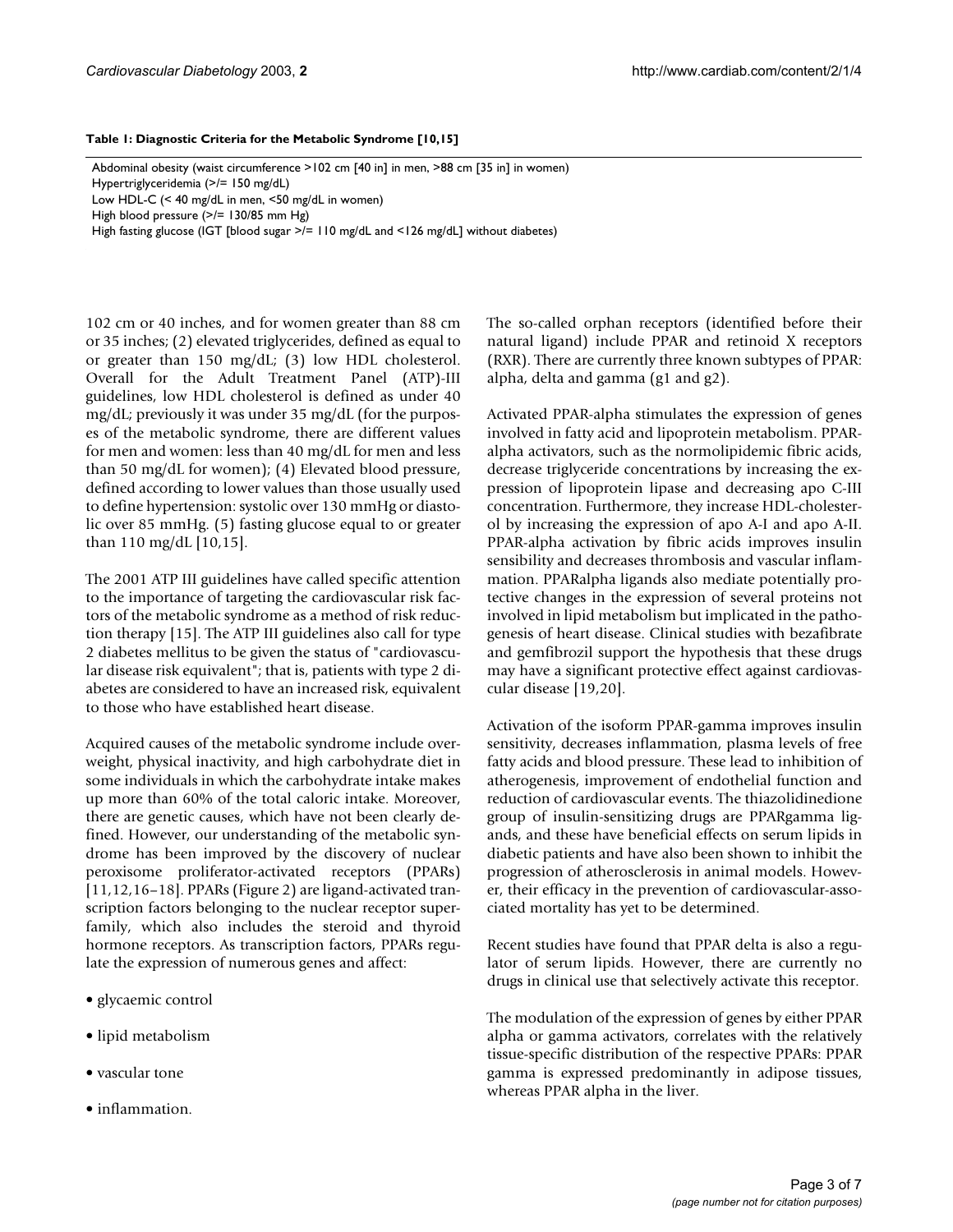**Table 1: Diagnostic Criteria for the Metabolic Syndrome [10,15]**

| |
|---|
| Abdominal obesity (waist circumference >102 cm [40 in] in men, >88 cm [35 in] in women) |
| Hypertriglyceridemia (>/= 150 mg/dL) |
| Low HDL-C (< 40 mg/dL in men, <50 mg/dL in women) |
| High blood pressure (>/= 130/85 mm Hg) |
| High fasting glucose (IGT [blood sugar >/= 110 mg/dL and <126 mg/dL] without diabetes) |

102 cm or 40 inches, and for women greater than 88 cm or 35 inches; (2) elevated triglycerides, defined as equal to or greater than 150 mg/dL; (3) low HDL cholesterol. Overall for the Adult Treatment Panel (ATP)-III guidelines, low HDL cholesterol is defined as under 40 mg/dL; previously it was under 35 mg/dL (for the purposes of the metabolic syndrome, there are different values for men and women: less than 40 mg/dL for men and less than 50 mg/dL for women); (4) Elevated blood pressure, defined according to lower values than those usually used to define hypertension: systolic over 130 mmHg or diastolic over 85 mmHg. (5) fasting glucose equal to or greater than 110 mg/dL [10,15].

The 2001 ATP III guidelines have called specific attention to the importance of targeting the cardiovascular risk factors of the metabolic syndrome as a method of risk reduction therapy [15]. The ATP III guidelines also call for type 2 diabetes mellitus to be given the status of "cardiovascular disease risk equivalent"; that is, patients with type 2 diabetes are considered to have an increased risk, equivalent to those who have established heart disease.

Acquired causes of the metabolic syndrome include overweight, physical inactivity, and high carbohydrate diet in some individuals in which the carbohydrate intake makes up more than 60% of the total caloric intake. Moreover, there are genetic causes, which have not been clearly defined. However, our understanding of the metabolic syndrome has been improved by the discovery of nuclear peroxisome proliferator-activated receptors (PPARs) [11,12,16–18]. PPARs (Figure 2) are ligand-activated transcription factors belonging to the nuclear receptor superfamily, which also includes the steroid and thyroid hormone receptors. As transcription factors, PPARs regulate the expression of numerous genes and affect:

- glycaemic control
- lipid metabolism
- vascular tone
- inflammation.

The so-called orphan receptors (identified before their natural ligand) include PPAR and retinoid X receptors (RXR). There are currently three known subtypes of PPAR: alpha, delta and gamma (g1 and g2).

Activated PPAR-alpha stimulates the expression of genes involved in fatty acid and lipoprotein metabolism. PPAR-alpha activators, such as the normolipidemic fibric acids, decrease triglyceride concentrations by increasing the expression of lipoprotein lipase and decreasing apo C-III concentration. Furthermore, they increase HDL-cholesterol by increasing the expression of apo A-I and apo A-II. PPAR-alpha activation by fibric acids improves insulin sensibility and decreases thrombosis and vascular inflammation. PPARalpha ligands also mediate potentially protective changes in the expression of several proteins not involved in lipid metabolism but implicated in the pathogenesis of heart disease. Clinical studies with bezafibrate and gemfibrozil support the hypothesis that these drugs may have a significant protective effect against cardiovascular disease [19,20].

Activation of the isoform PPAR-gamma improves insulin sensitivity, decreases inflammation, plasma levels of free fatty acids and blood pressure. These lead to inhibition of atherogenesis, improvement of endothelial function and reduction of cardiovascular events. The thiazolidinedione group of insulin-sensitizing drugs are PPARgamma ligands, and these have beneficial effects on serum lipids in diabetic patients and have also been shown to inhibit the progression of atherosclerosis in animal models. However, their efficacy in the prevention of cardiovascular-associated mortality has yet to be determined.

Recent studies have found that PPAR delta is also a regulator of serum lipids. However, there are currently no drugs in clinical use that selectively activate this receptor.

The modulation of the expression of genes by either PPAR alpha or gamma activators, correlates with the relatively tissue-specific distribution of the respective PPARs: PPAR gamma is expressed predominantly in adipose tissues, whereas PPAR alpha in the liver.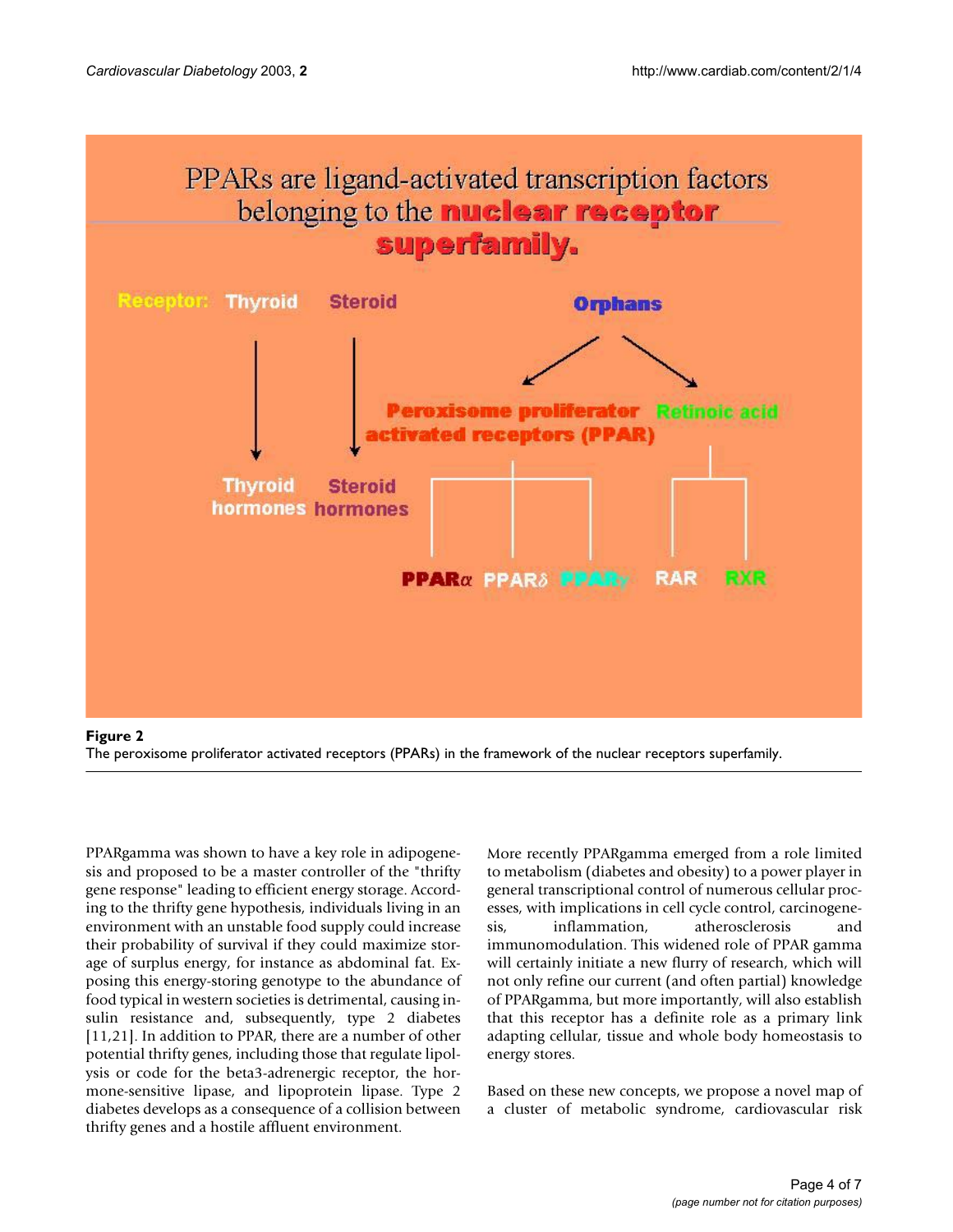**Figure 2**
The peroxisome proliferator activated receptors (PPARs) in the framework of the nuclear receptors superfamily.

PPARgamma was shown to have a key role in adipogenesis and proposed to be a master controller of the "thrifty gene response" leading to efficient energy storage. According to the thrifty gene hypothesis, individuals living in an environment with an unstable food supply could increase their probability of survival if they could maximize storage of surplus energy, for instance as abdominal fat. Exposing this energy-storing genotype to the abundance of food typical in western societies is detrimental, causing insulin resistance and, subsequently, type 2 diabetes [11,21]. In addition to PPAR, there are a number of other potential thrifty genes, including those that regulate lipolysis or code for the beta3-adrenergic receptor, the hormone-sensitive lipase, and lipoprotein lipase. Type 2 diabetes develops as a consequence of a collision between thrifty genes and a hostile affluent environment.

More recently PPARgamma emerged from a role limited to metabolism (diabetes and obesity) to a power player in general transcriptional control of numerous cellular processes, with implications in cell cycle control, carcinogenesis, inflammation, atherosclerosis and immunomodulation. This widened role of PPAR gamma will certainly initiate a new flurry of research, which will not only refine our current (and often partial) knowledge of PPARgamma, but more importantly, will also establish that this receptor has a definite role as a primary link adapting cellular, tissue and whole body homeostasis to energy stores.

Based on these new concepts, we propose a novel map of a cluster of metabolic syndrome, cardiovascular risk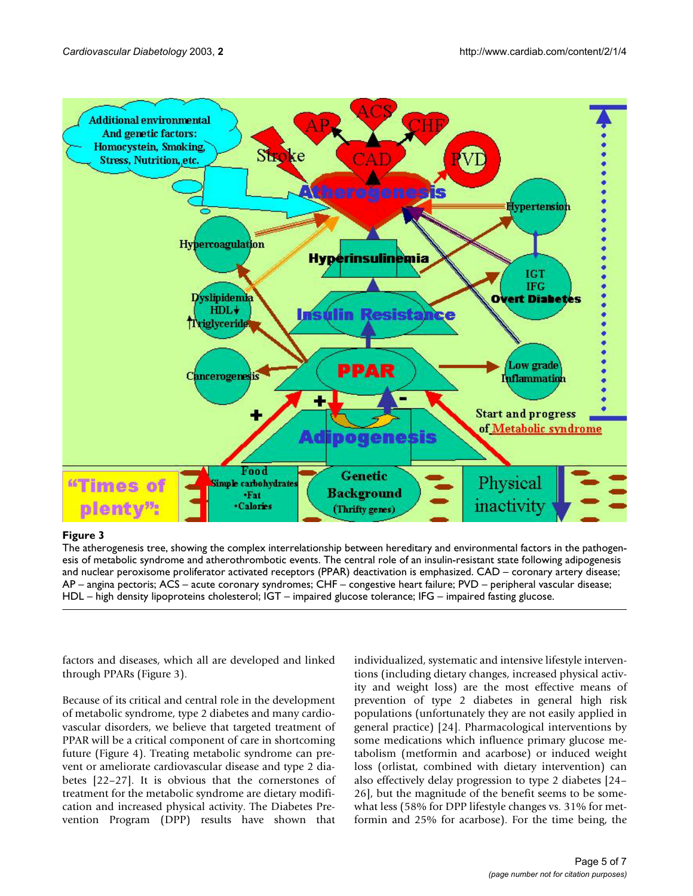**Figure 3**

The atherogenesis tree, showing the complex interrelationship between hereditary and environmental factors in the pathogenesis of metabolic syndrome and atherothrombotic events. The central role of an insulin-resistant state following adipogenesis and nuclear peroxisome proliferator activated receptors (PPAR) deactivation is emphasized. CAD – coronary artery disease; AP – angina pectoris; ACS – acute coronary syndromes; CHF – congestive heart failure; PVD – peripheral vascular disease; HDL – high density lipoproteins cholesterol; IGT – impaired glucose tolerance; IFG – impaired fasting glucose.

factors and diseases, which all are developed and linked through PPARs (Figure 3).

Because of its critical and central role in the development of metabolic syndrome, type 2 diabetes and many cardiovascular disorders, we believe that targeted treatment of PPAR will be a critical component of care in shortcoming future (Figure 4). Treating metabolic syndrome can prevent or ameliorate cardiovascular disease and type 2 diabetes [22–27]. It is obvious that the cornerstones of treatment for the metabolic syndrome are dietary modification and increased physical activity. The Diabetes Prevention Program (DPP) results have shown that individualized, systematic and intensive lifestyle interventions (including dietary changes, increased physical activity and weight loss) are the most effective means of prevention of type 2 diabetes in general high risk populations (unfortunately they are not easily applied in general practice) [24]. Pharmacological interventions by some medications which influence primary glucose metabolism (metformin and acarbose) or induced weight loss (orlistat, combined with dietary intervention) can also effectively delay progression to type 2 diabetes [24–26], but the magnitude of the benefit seems to be somewhat less (58% for DPP lifestyle changes vs. 31% for metformin and 25% for acarbose). For the time being, the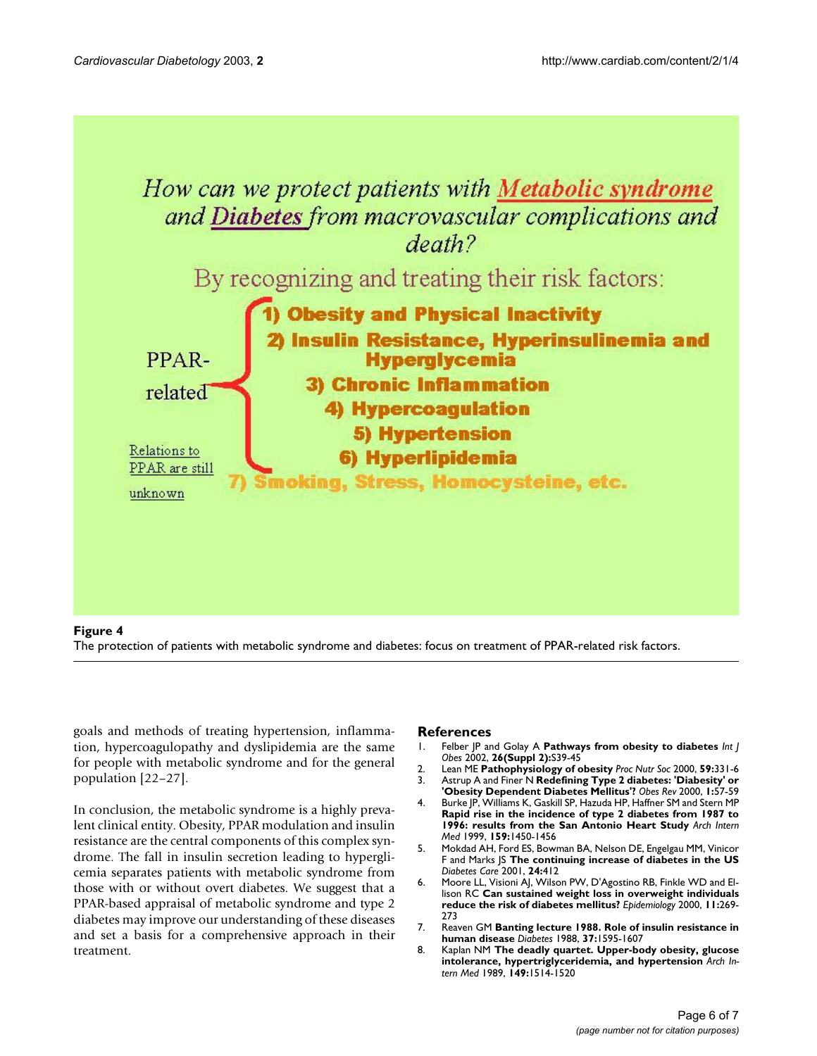How can we protect patients with Metabolic syndrome and Diabetes from macrovascular complications and death?

By recognizing and treating their risk factors:

PPAR-related:

1) Obesity and Physical Inactivity
2) Insulin Resistance, Hyperinsulinemia and Hyperglycemia
3) Chronic Inflammation
4) Hypercoagulation
5) Hypertension
6) Hyperlipidemia

Relations to PPAR are still unknown:

7) Smoking, Stress, Homocysteine, etc.

**Figure 4**
The protection of patients with metabolic syndrome and diabetes: focus on treatment of PPAR-related risk factors.

goals and methods of treating hypertension, inflammation, hypercoagulopathy and dyslipidemia are the same for people with metabolic syndrome and for the general population [22–27].

In conclusion, the metabolic syndrome is a highly prevalent clinical entity. Obesity, PPAR modulation and insulin resistance are the central components of this complex syndrome. The fall in insulin secretion leading to hyperglicemia separates patients with metabolic syndrome from those with or without overt diabetes. We suggest that a PPAR-based appraisal of metabolic syndrome and type 2 diabetes may improve our understanding of these diseases and set a basis for a comprehensive approach in their treatment.

## References

1. Felber JP and Golay A **Pathways from obesity to diabetes** *Int J Obes* 2002, **26(Suppl 2):**S39-45
2. Lean ME **Pathophysiology of obesity** *Proc Nutr Soc* 2000, **59:**331-6
3. Astrup A and Finer N **Redefining Type 2 diabetes: 'Diabesity' or 'Obesity Dependent Diabetes Mellitus'?** *Obes Rev* 2000, **1:**57-59
4. Burke JP, Williams K, Gaskill SP, Hazuda HP, Haffner SM and Stern MP **Rapid rise in the incidence of type 2 diabetes from 1987 to 1996: results from the San Antonio Heart Study** *Arch Intern Med* 1999, **159:**1450-1456
5. Mokdad AH, Ford ES, Bowman BA, Nelson DE, Engelgau MM, Vinicor F and Marks JS **The continuing increase of diabetes in the US** *Diabetes Care* 2001, **24:**412
6. Moore LL, Visioni AJ, Wilson PW, D'Agostino RB, Finkle WD and Ellison RC **Can sustained weight loss in overweight individuals reduce the risk of diabetes mellitus?** *Epidemiology* 2000, **11:**269-273
7. Reaven GM **Banting lecture 1988. Role of insulin resistance in human disease** *Diabetes* 1988, **37:**1595-1607
8. Kaplan NM **The deadly quartet. Upper-body obesity, glucose intolerance, hypertriglyceridemia, and hypertension** *Arch Intern Med* 1989, **149:**1514-1520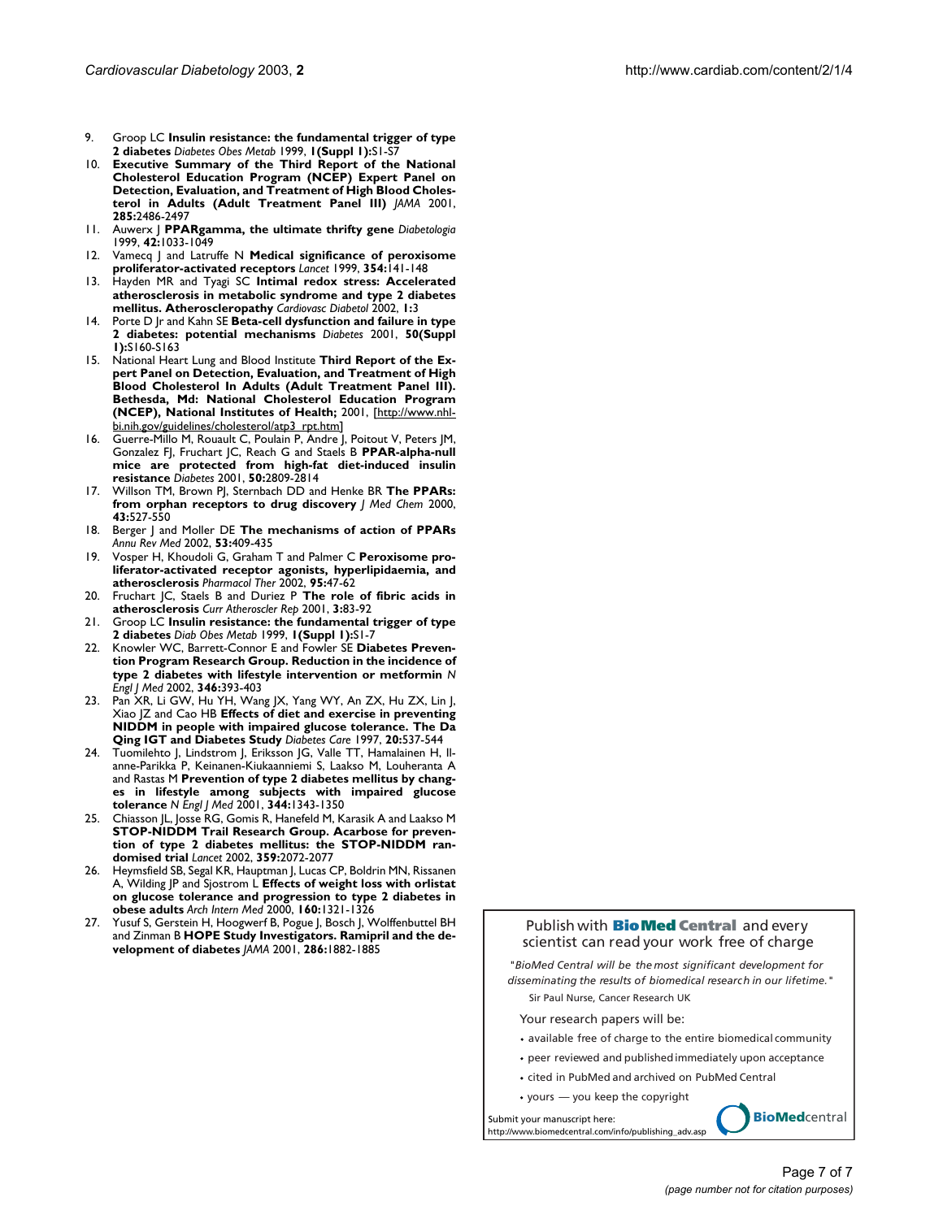9. Groop LC **Insulin resistance: the fundamental trigger of type 2 diabetes** *Diabetes Obes Metab* 1999, **1(Suppl 1):**S1-S7
10. **Executive Summary of the Third Report of the National Cholesterol Education Program (NCEP) Expert Panel on Detection, Evaluation, and Treatment of High Blood Cholesterol in Adults (Adult Treatment Panel III)** *JAMA* 2001, **285:**2486-2497
11. Auwerx J **PPARgamma, the ultimate thrifty gene** *Diabetologia* 1999, **42:**1033-1049
12. Vamecq J and Latruffe N **Medical significance of peroxisome proliferator-activated receptors** *Lancet* 1999, **354:**141-148
13. Hayden MR and Tyagi SC **Intimal redox stress: Accelerated atherosclerosis in metabolic syndrome and type 2 diabetes mellitus. Atheroscleropathy** *Cardiovasc Diabetol* 2002, **1:**3
14. Porte D Jr and Kahn SE **Beta-cell dysfunction and failure in type 2 diabetes: potential mechanisms** *Diabetes* 2001, **50(Suppl 1):**S160-S163
15. National Heart Lung and Blood Institute **Third Report of the Expert Panel on Detection, Evaluation, and Treatment of High Blood Cholesterol In Adults (Adult Treatment Panel III). Bethesda, Md: National Cholesterol Education Program (NCEP), National Institutes of Health;** 2001, [http://www.nhlbi.nih.gov/guidelines/cholesterol/atp3_rpt.htm]
16. Guerre-Millo M, Rouault C, Poulain P, Andre J, Poitout V, Peters JM, Gonzalez FJ, Fruchart JC, Reach G and Staels B **PPAR-alpha-null mice are protected from high-fat diet-induced insulin resistance** *Diabetes* 2001, **50:**2809-2814
17. Willson TM, Brown PJ, Sternbach DD and Henke BR **The PPARs: from orphan receptors to drug discovery** *J Med Chem* 2000, **43:**527-550
18. Berger J and Moller DE **The mechanisms of action of PPARs** *Annu Rev Med* 2002, **53:**409-435
19. Vosper H, Khoudoli G, Graham T and Palmer C **Peroxisome proliferator-activated receptor agonists, hyperlipidaemia, and atherosclerosis** *Pharmacol Ther* 2002, **95:**47-62
20. Fruchart JC, Staels B and Duriez P **The role of fibric acids in atherosclerosis** *Curr Atheroscler Rep* 2001, **3:**83-92
21. Groop LC **Insulin resistance: the fundamental trigger of type 2 diabetes** *Diab Obes Metab* 1999, **1(Suppl 1):**S1-7
22. Knowler WC, Barrett-Connor E and Fowler SE **Diabetes Prevention Program Research Group. Reduction in the incidence of type 2 diabetes with lifestyle intervention or metformin** *N Engl J Med* 2002, **346:**393-403
23. Pan XR, Li GW, Hu YH, Wang JX, Yang WY, An ZX, Hu ZX, Lin J, Xiao JZ and Cao HB **Effects of diet and exercise in preventing NIDDM in people with impaired glucose tolerance. The Da Qing IGT and Diabetes Study** *Diabetes Care* 1997, **20:**537-544
24. Tuomilehto J, Lindstrom J, Eriksson JG, Valle TT, Hamalainen H, Ilanne-Parikka P, Keinanen-Kiukaanniemi S, Laakso M, Louheranta A and Rastas M **Prevention of type 2 diabetes mellitus by changes in lifestyle among subjects with impaired glucose tolerance** *N Engl J Med* 2001, **344:**1343-1350
25. Chiasson JL, Josse RG, Gomis R, Hanefeld M, Karasik A and Laakso M **STOP-NIDDM Trail Research Group. Acarbose for prevention of type 2 diabetes mellitus: the STOP-NIDDM randomised trial** *Lancet* 2002, **359:**2072-2077
26. Heymsfield SB, Segal KR, Hauptman J, Lucas CP, Boldrin MN, Rissanen A, Wilding JP and Sjostrom L **Effects of weight loss with orlistat on glucose tolerance and progression to type 2 diabetes in obese adults** *Arch Intern Med* 2000, **160:**1321-1326
27. Yusuf S, Gerstein H, Hoogwerf B, Pogue J, Bosch J, Wolffenbuttel BH and Zinman B **HOPE Study Investigators. Ramipril and the development of diabetes** *JAMA* 2001, **286:**1882-1885

Publish with **BioMed Central** and every scientist can read your work free of charge

*"BioMed Central will be the most significant development for disseminating the results of biomedical research in our lifetime."*
Sir Paul Nurse, Cancer Research UK

Your research papers will be:

- available free of charge to the entire biomedical community
- peer reviewed and published immediately upon acceptance
- cited in PubMed and archived on PubMed Central
- yours — you keep the copyright

Submit your manuscript here:
http://www.biomedcentral.com/info/publishing_adv.asp

**BioMed**central